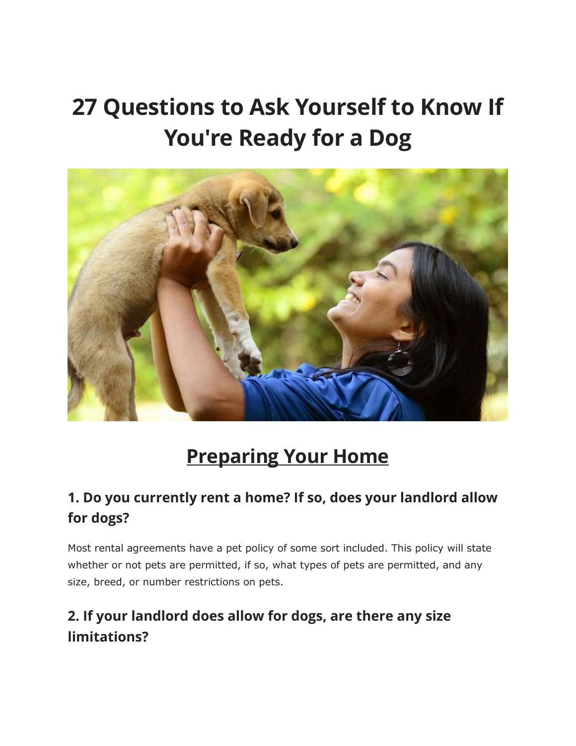# 27 Questions to Ask Yourself to Know If You're Ready for a Dog

## Preparing Your Home

### 1. Do you currently rent a home? If so, does your landlord allow for dogs?

Most rental agreements have a pet policy of some sort included. This policy will state whether or not pets are permitted, if so, what types of pets are permitted, and any size, breed, or number restrictions on pets.

### 2. If your landlord does allow for dogs, are there any size limitations?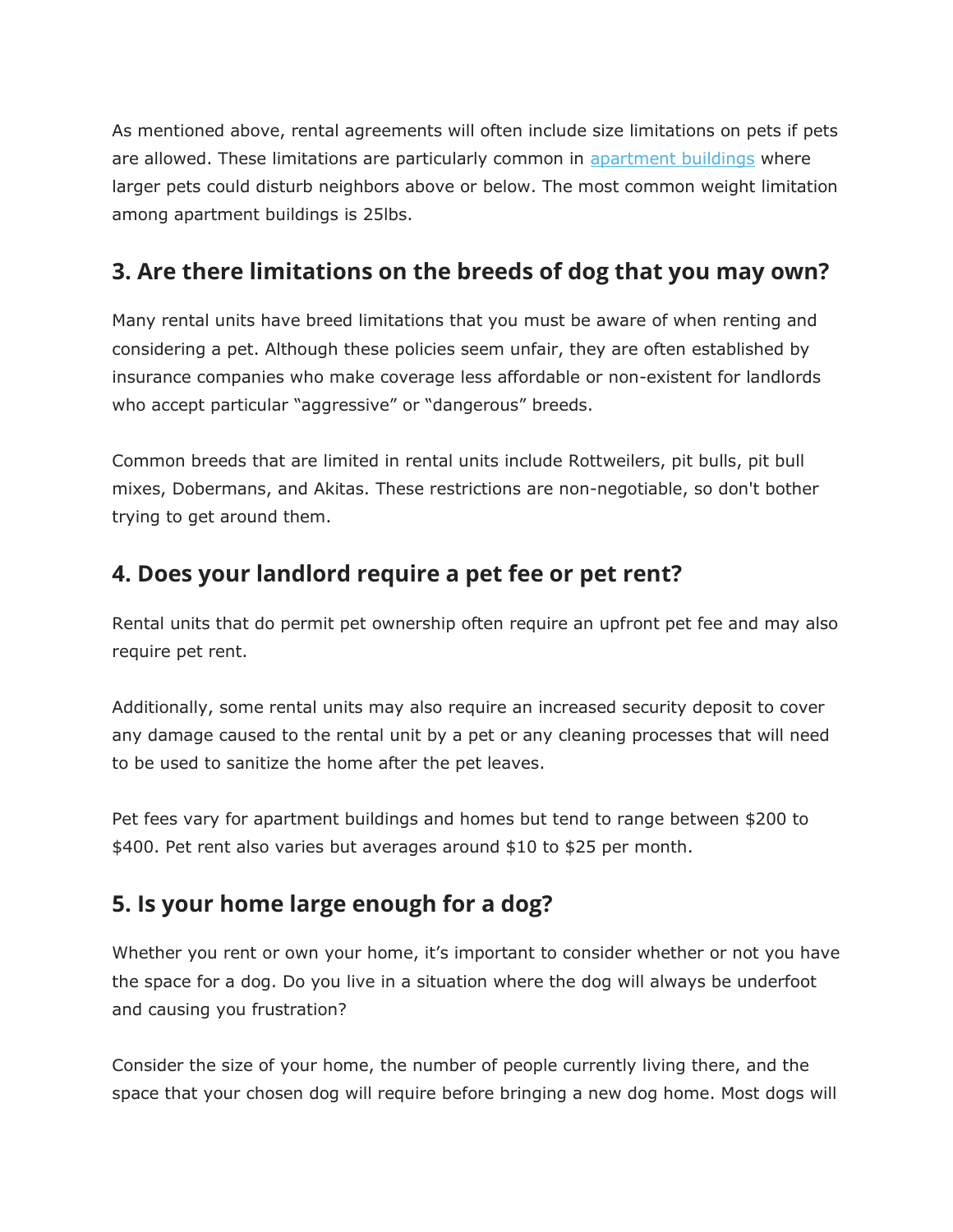As mentioned above, rental agreements will often include size limitations on pets if pets are allowed. These limitations are particularly common in [apartment buildings](#) where larger pets could disturb neighbors above or below. The most common weight limitation among apartment buildings is 25lbs.

## 3. Are there limitations on the breeds of dog that you may own?

Many rental units have breed limitations that you must be aware of when renting and considering a pet. Although these policies seem unfair, they are often established by insurance companies who make coverage less affordable or non-existent for landlords who accept particular "aggressive" or "dangerous" breeds.

Common breeds that are limited in rental units include Rottweilers, pit bulls, pit bull mixes, Dobermans, and Akitas. These restrictions are non-negotiable, so don't bother trying to get around them.

## 4. Does your landlord require a pet fee or pet rent?

Rental units that do permit pet ownership often require an upfront pet fee and may also require pet rent.

Additionally, some rental units may also require an increased security deposit to cover any damage caused to the rental unit by a pet or any cleaning processes that will need to be used to sanitize the home after the pet leaves.

Pet fees vary for apartment buildings and homes but tend to range between $200 to $400. Pet rent also varies but averages around $10 to $25 per month.

## 5. Is your home large enough for a dog?

Whether you rent or own your home, it's important to consider whether or not you have the space for a dog. Do you live in a situation where the dog will always be underfoot and causing you frustration?

Consider the size of your home, the number of people currently living there, and the space that your chosen dog will require before bringing a new dog home. Most dogs will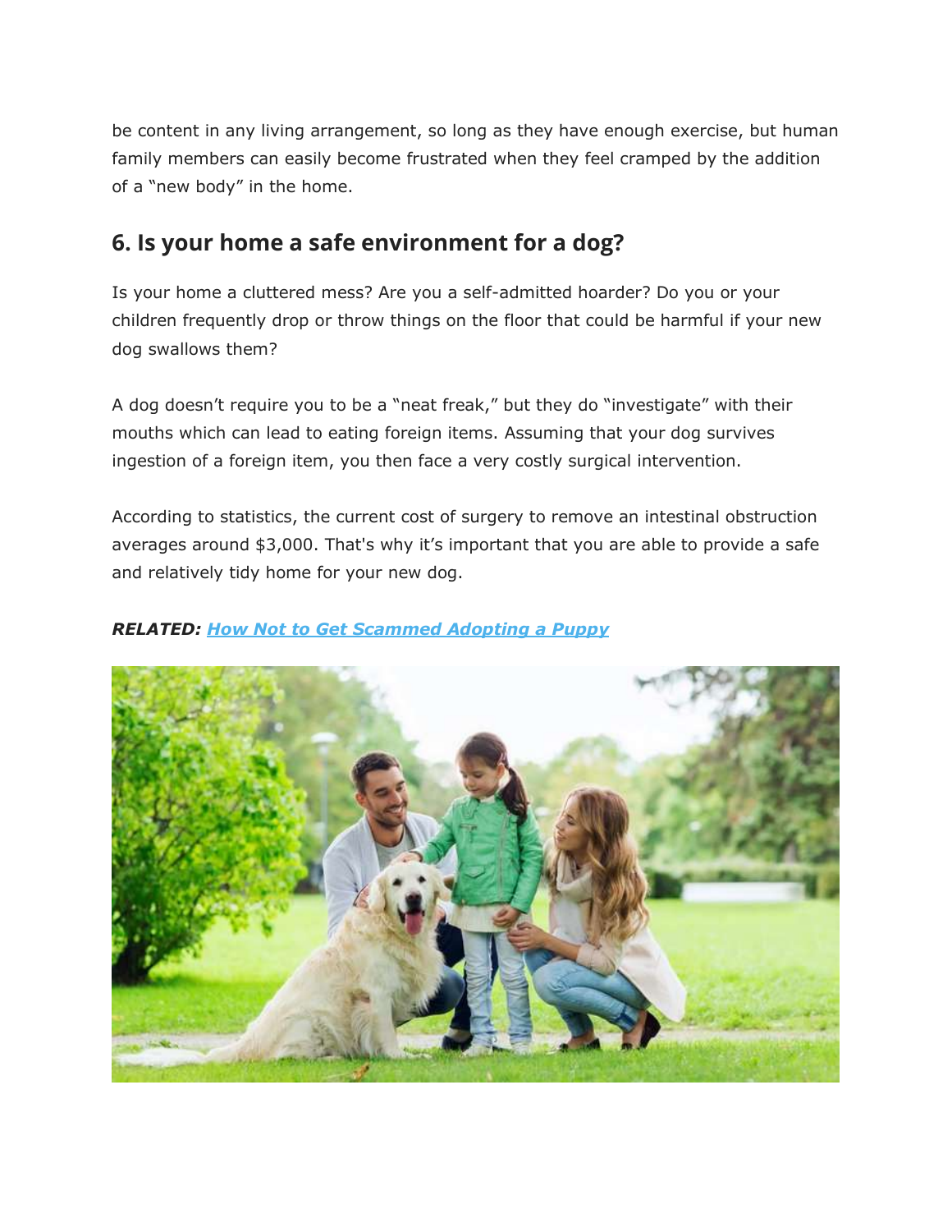be content in any living arrangement, so long as they have enough exercise, but human family members can easily become frustrated when they feel cramped by the addition of a "new body" in the home.

## 6. Is your home a safe environment for a dog?

Is your home a cluttered mess? Are you a self-admitted hoarder? Do you or your children frequently drop or throw things on the floor that could be harmful if your new dog swallows them?

A dog doesn't require you to be a "neat freak," but they do "investigate" with their mouths which can lead to eating foreign items. Assuming that your dog survives ingestion of a foreign item, you then face a very costly surgical intervention.

According to statistics, the current cost of surgery to remove an intestinal obstruction averages around $3,000. That's why it's important that you are able to provide a safe and relatively tidy home for your new dog.

***RELATED: [How Not to Get Scammed Adopting a Puppy]()***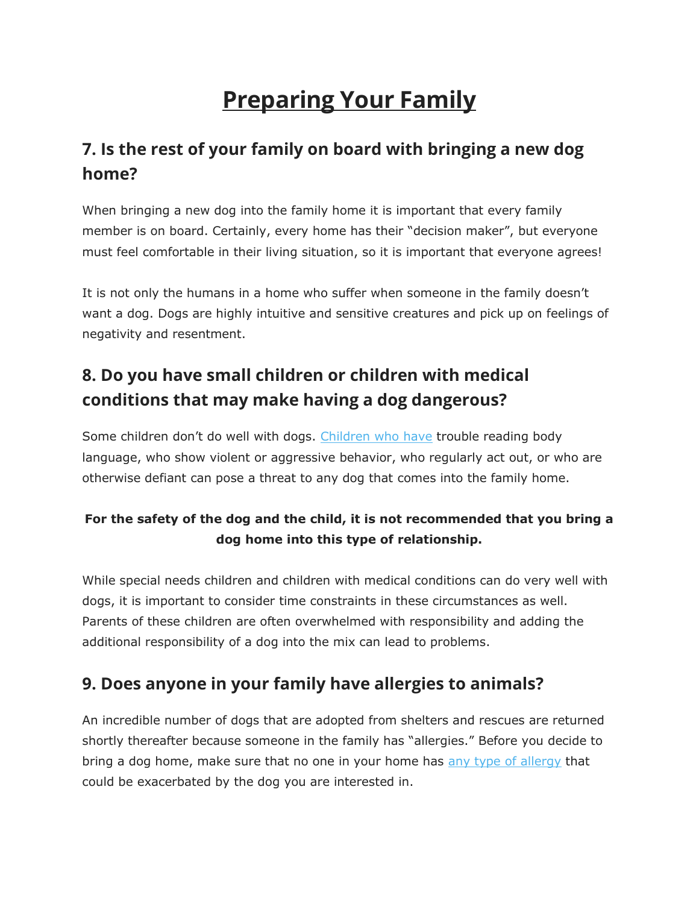# Preparing Your Family

## 7. Is the rest of your family on board with bringing a new dog home?

When bringing a new dog into the family home it is important that every family member is on board. Certainly, every home has their "decision maker", but everyone must feel comfortable in their living situation, so it is important that everyone agrees!

It is not only the humans in a home who suffer when someone in the family doesn't want a dog. Dogs are highly intuitive and sensitive creatures and pick up on feelings of negativity and resentment.

## 8. Do you have small children or children with medical conditions that may make having a dog dangerous?

Some children don't do well with dogs. Children who have trouble reading body language, who show violent or aggressive behavior, who regularly act out, or who are otherwise defiant can pose a threat to any dog that comes into the family home.

**For the safety of the dog and the child, it is not recommended that you bring a dog home into this type of relationship.**

While special needs children and children with medical conditions can do very well with dogs, it is important to consider time constraints in these circumstances as well. Parents of these children are often overwhelmed with responsibility and adding the additional responsibility of a dog into the mix can lead to problems.

## 9. Does anyone in your family have allergies to animals?

An incredible number of dogs that are adopted from shelters and rescues are returned shortly thereafter because someone in the family has "allergies." Before you decide to bring a dog home, make sure that no one in your home has any type of allergy that could be exacerbated by the dog you are interested in.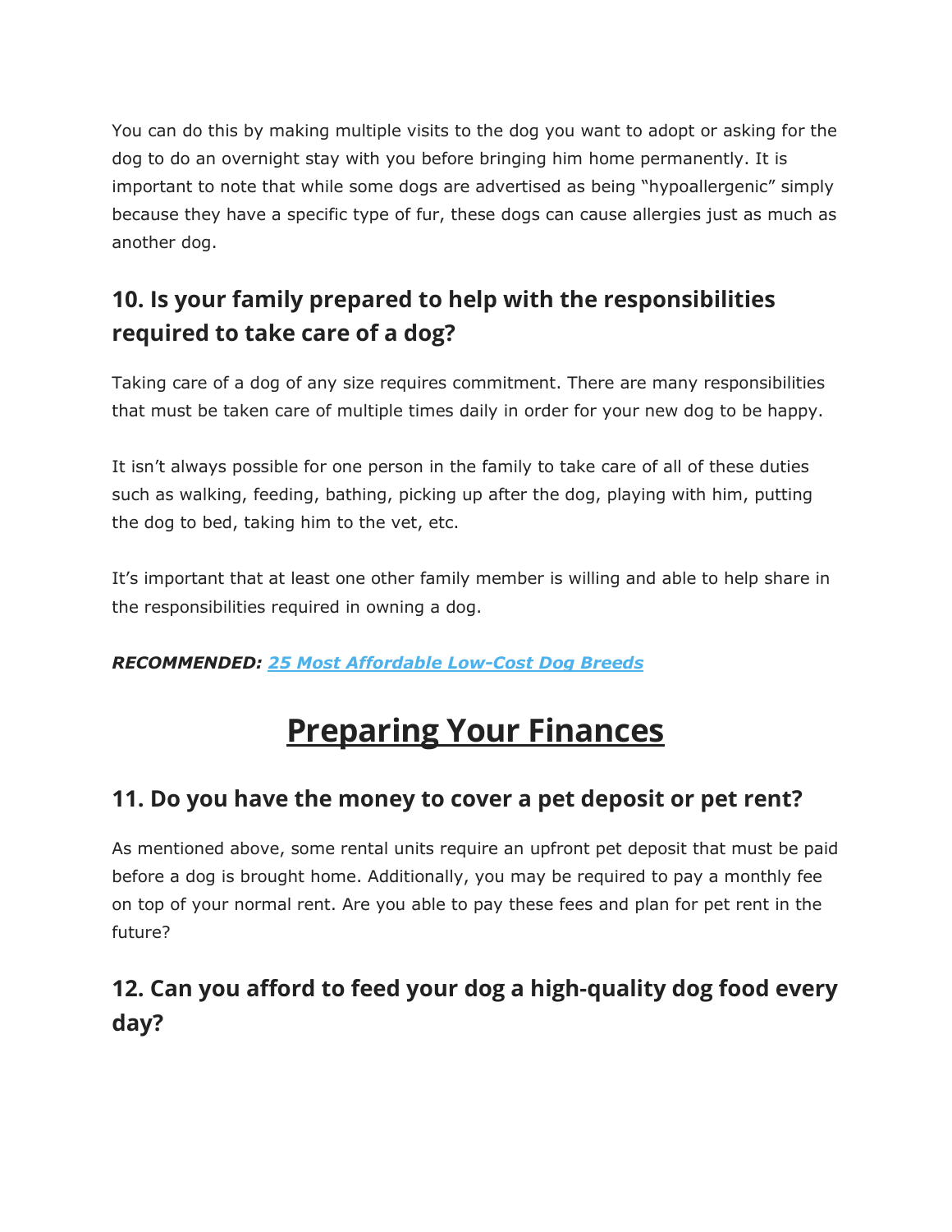You can do this by making multiple visits to the dog you want to adopt or asking for the dog to do an overnight stay with you before bringing him home permanently. It is important to note that while some dogs are advertised as being "hypoallergenic" simply because they have a specific type of fur, these dogs can cause allergies just as much as another dog.

### 10. Is your family prepared to help with the responsibilities required to take care of a dog?

Taking care of a dog of any size requires commitment. There are many responsibilities that must be taken care of multiple times daily in order for your new dog to be happy.

It isn't always possible for one person in the family to take care of all of these duties such as walking, feeding, bathing, picking up after the dog, playing with him, putting the dog to bed, taking him to the vet, etc.

It's important that at least one other family member is willing and able to help share in the responsibilities required in owning a dog.

***RECOMMENDED:*** ***25 Most Affordable Low-Cost Dog Breeds***

## Preparing Your Finances

### 11. Do you have the money to cover a pet deposit or pet rent?

As mentioned above, some rental units require an upfront pet deposit that must be paid before a dog is brought home. Additionally, you may be required to pay a monthly fee on top of your normal rent. Are you able to pay these fees and plan for pet rent in the future?

### 12. Can you afford to feed your dog a high-quality dog food every day?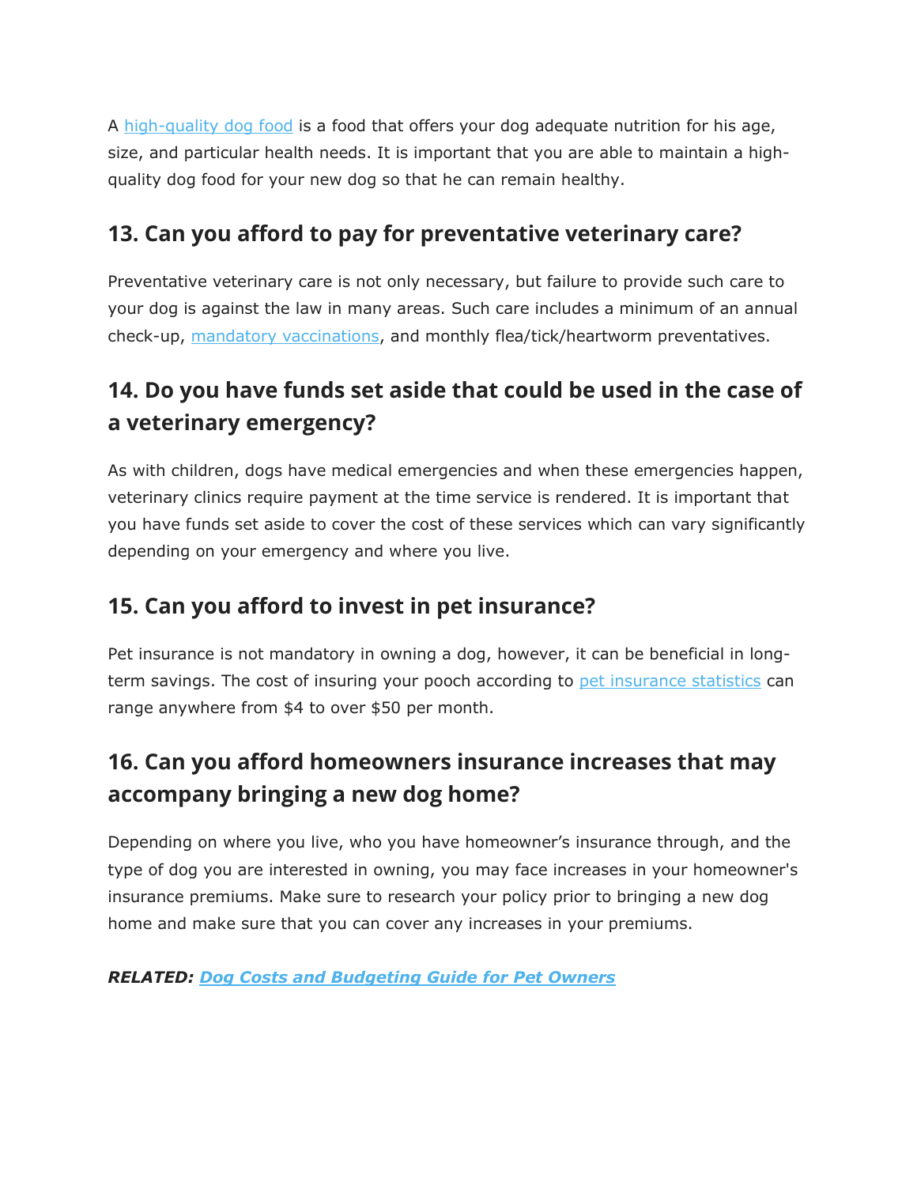A [high-quality dog food](#) is a food that offers your dog adequate nutrition for his age, size, and particular health needs. It is important that you are able to maintain a high-quality dog food for your new dog so that he can remain healthy.

## 13. Can you afford to pay for preventative veterinary care?

Preventative veterinary care is not only necessary, but failure to provide such care to your dog is against the law in many areas. Such care includes a minimum of an annual check-up, [mandatory vaccinations](#), and monthly flea/tick/heartworm preventatives.

## 14. Do you have funds set aside that could be used in the case of a veterinary emergency?

As with children, dogs have medical emergencies and when these emergencies happen, veterinary clinics require payment at the time service is rendered. It is important that you have funds set aside to cover the cost of these services which can vary significantly depending on your emergency and where you live.

## 15. Can you afford to invest in pet insurance?

Pet insurance is not mandatory in owning a dog, however, it can be beneficial in long-term savings. The cost of insuring your pooch according to [pet insurance statistics](#) can range anywhere from $4 to over $50 per month.

## 16. Can you afford homeowners insurance increases that may accompany bringing a new dog home?

Depending on where you live, who you have homeowner's insurance through, and the type of dog you are interested in owning, you may face increases in your homeowner's insurance premiums. Make sure to research your policy prior to bringing a new dog home and make sure that you can cover any increases in your premiums.

***RELATED: [Dog Costs and Budgeting Guide for Pet Owners](#)***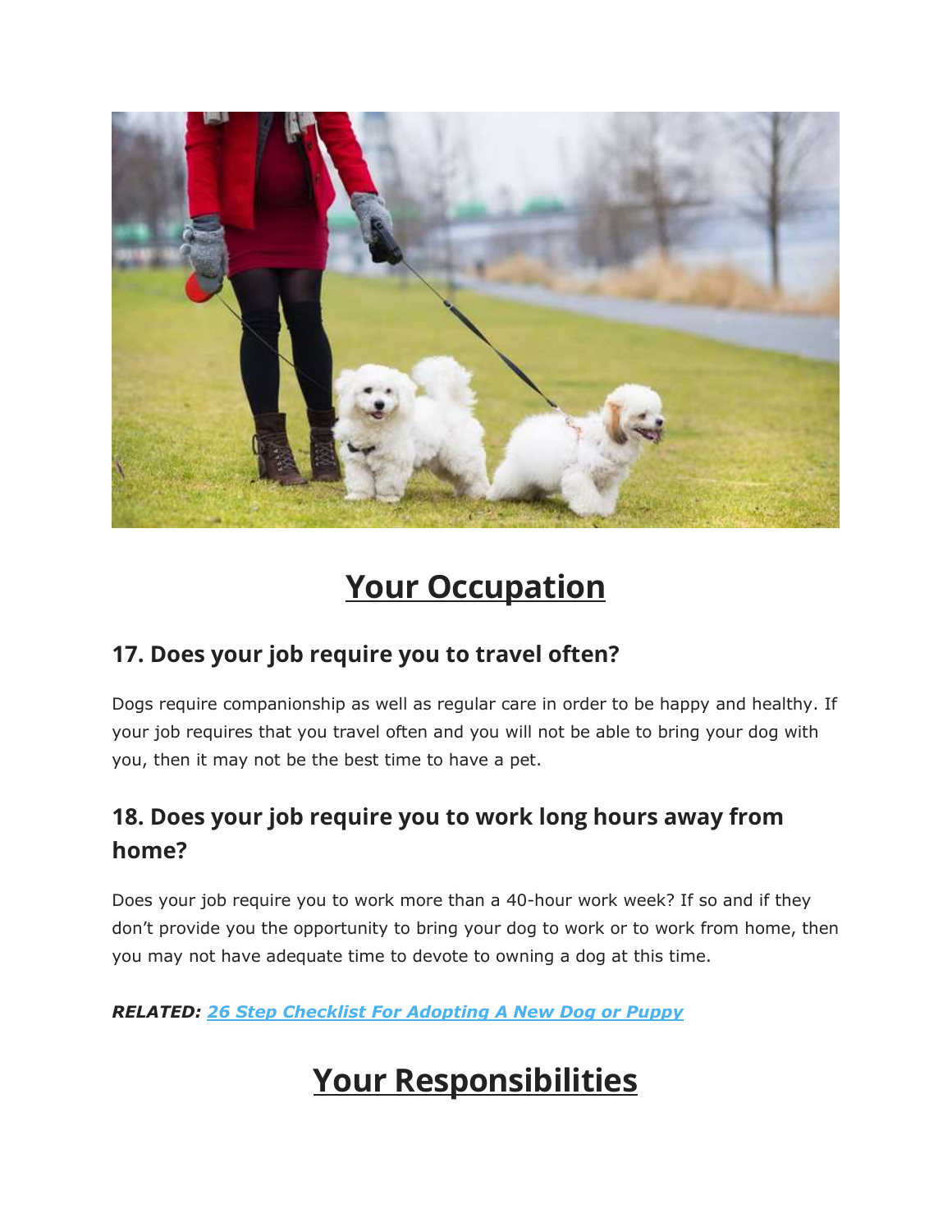## Your Occupation

### 17. Does your job require you to travel often?

Dogs require companionship as well as regular care in order to be happy and healthy. If your job requires that you travel often and you will not be able to bring your dog with you, then it may not be the best time to have a pet.

### 18. Does your job require you to work long hours away from home?

Does your job require you to work more than a 40-hour work week? If so and if they don't provide you the opportunity to bring your dog to work or to work from home, then you may not have adequate time to devote to owning a dog at this time.

***RELATED:*** ***26 Step Checklist For Adopting A New Dog or Puppy***

## Your Responsibilities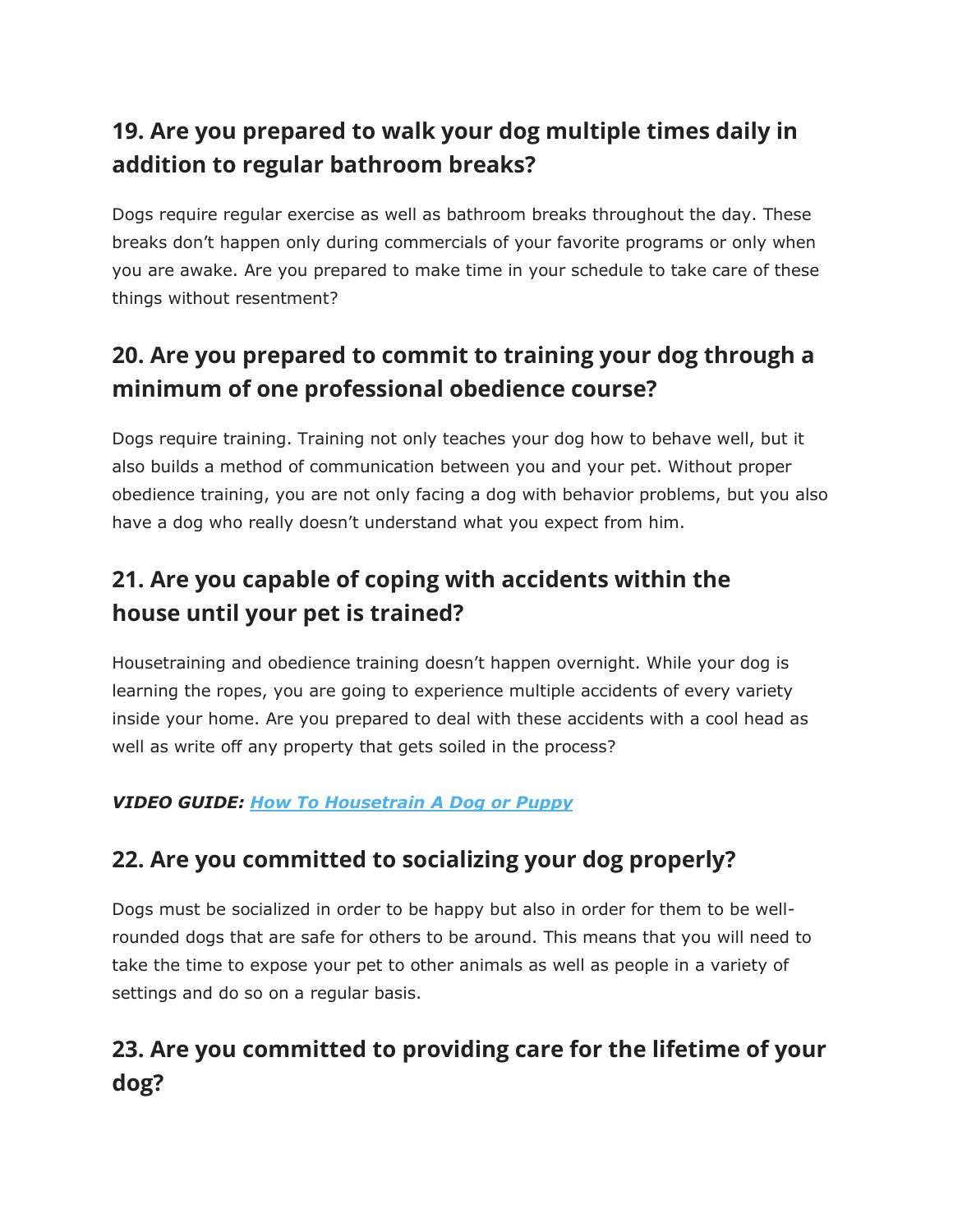## 19. Are you prepared to walk your dog multiple times daily in addition to regular bathroom breaks?

Dogs require regular exercise as well as bathroom breaks throughout the day. These breaks don't happen only during commercials of your favorite programs or only when you are awake. Are you prepared to make time in your schedule to take care of these things without resentment?

## 20. Are you prepared to commit to training your dog through a minimum of one professional obedience course?

Dogs require training. Training not only teaches your dog how to behave well, but it also builds a method of communication between you and your pet. Without proper obedience training, you are not only facing a dog with behavior problems, but you also have a dog who really doesn't understand what you expect from him.

## 21. Are you capable of coping with accidents within the house until your pet is trained?

Housetraining and obedience training doesn't happen overnight. While your dog is learning the ropes, you are going to experience multiple accidents of every variety inside your home. Are you prepared to deal with these accidents with a cool head as well as write off any property that gets soiled in the process?

***VIDEO GUIDE: How To Housetrain A Dog or Puppy***

## 22. Are you committed to socializing your dog properly?

Dogs must be socialized in order to be happy but also in order for them to be well-rounded dogs that are safe for others to be around. This means that you will need to take the time to expose your pet to other animals as well as people in a variety of settings and do so on a regular basis.

## 23. Are you committed to providing care for the lifetime of your dog?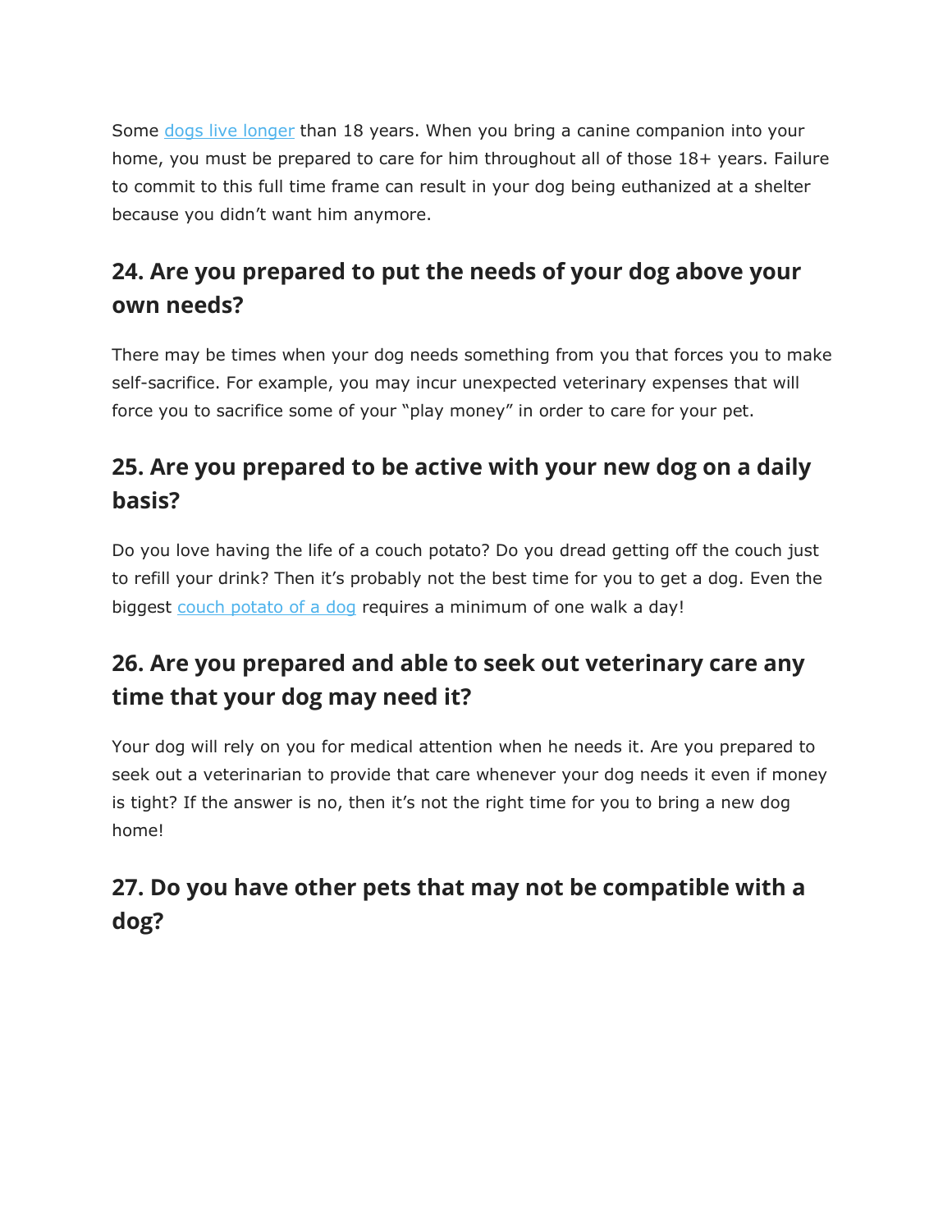Some [dogs live longer]() than 18 years. When you bring a canine companion into your home, you must be prepared to care for him throughout all of those 18+ years. Failure to commit to this full time frame can result in your dog being euthanized at a shelter because you didn't want him anymore.

## 24. Are you prepared to put the needs of your dog above your own needs?

There may be times when your dog needs something from you that forces you to make self-sacrifice. For example, you may incur unexpected veterinary expenses that will force you to sacrifice some of your "play money" in order to care for your pet.

## 25. Are you prepared to be active with your new dog on a daily basis?

Do you love having the life of a couch potato? Do you dread getting off the couch just to refill your drink? Then it's probably not the best time for you to get a dog. Even the biggest [couch potato of a dog]() requires a minimum of one walk a day!

## 26. Are you prepared and able to seek out veterinary care any time that your dog may need it?

Your dog will rely on you for medical attention when he needs it. Are you prepared to seek out a veterinarian to provide that care whenever your dog needs it even if money is tight? If the answer is no, then it's not the right time for you to bring a new dog home!

## 27. Do you have other pets that may not be compatible with a dog?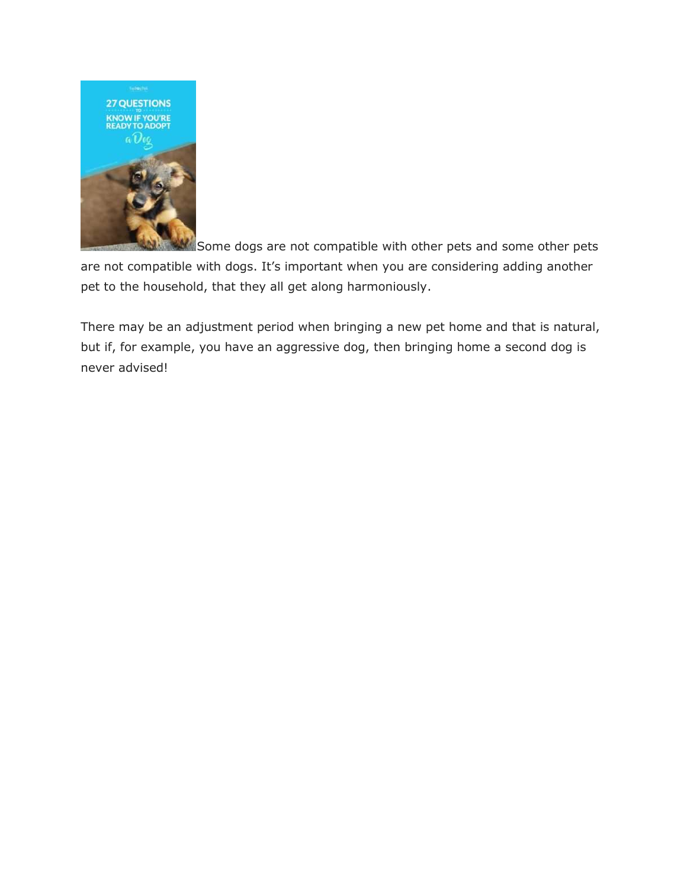Some dogs are not compatible with other pets and some other pets are not compatible with dogs. It's important when you are considering adding another pet to the household, that they all get along harmoniously.

There may be an adjustment period when bringing a new pet home and that is natural, but if, for example, you have an aggressive dog, then bringing home a second dog is never advised!